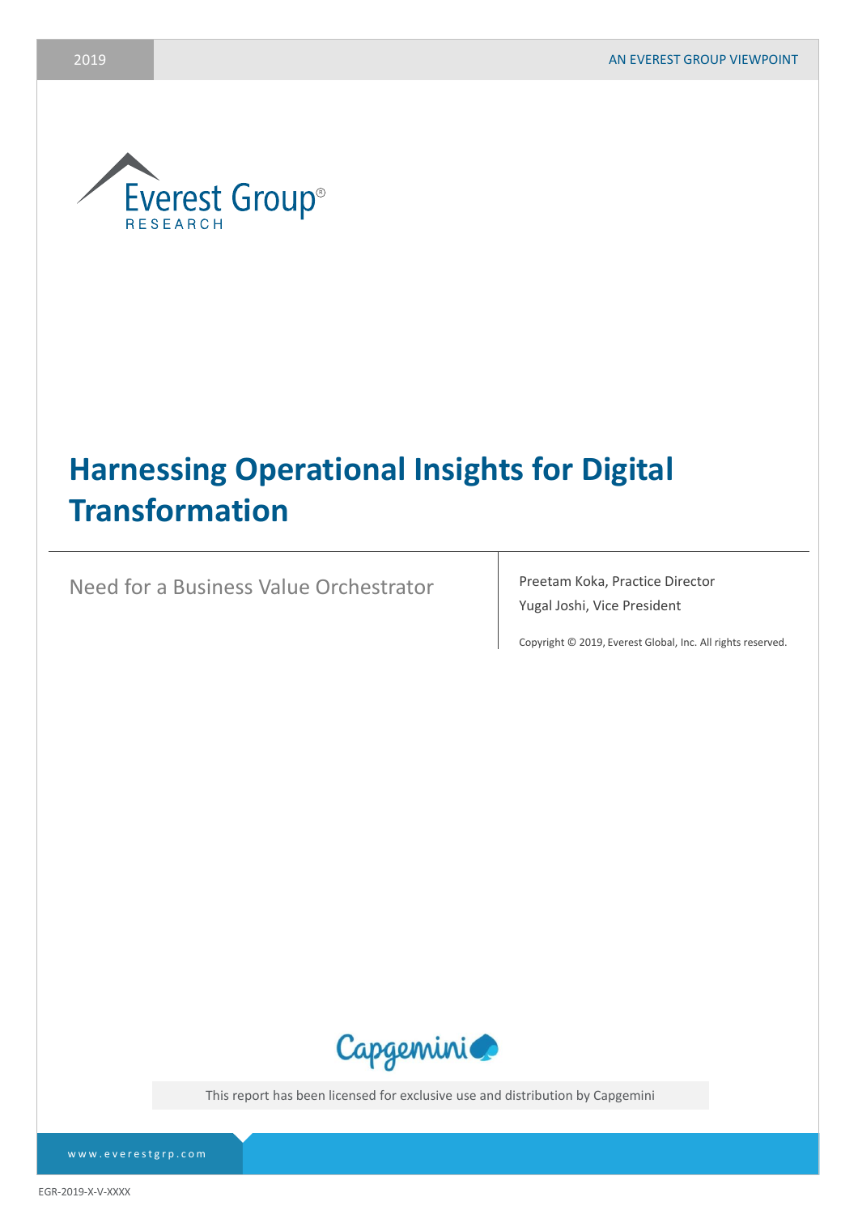2019

AN EVEREST GROUP VIEWPOINT

Everest Group®
RESEARCH

# Harnessing Operational Insights for Digital Transformation

## Need for a Business Value Orchestrator

Preetam Koka, Practice Director

Yugal Joshi, Vice President

Copyright © 2019, Everest Global, Inc. All rights reserved.

Capgemini

This report has been licensed for exclusive use and distribution by Capgemini

www.everestgrp.com

EGR-2019-X-V-XXXX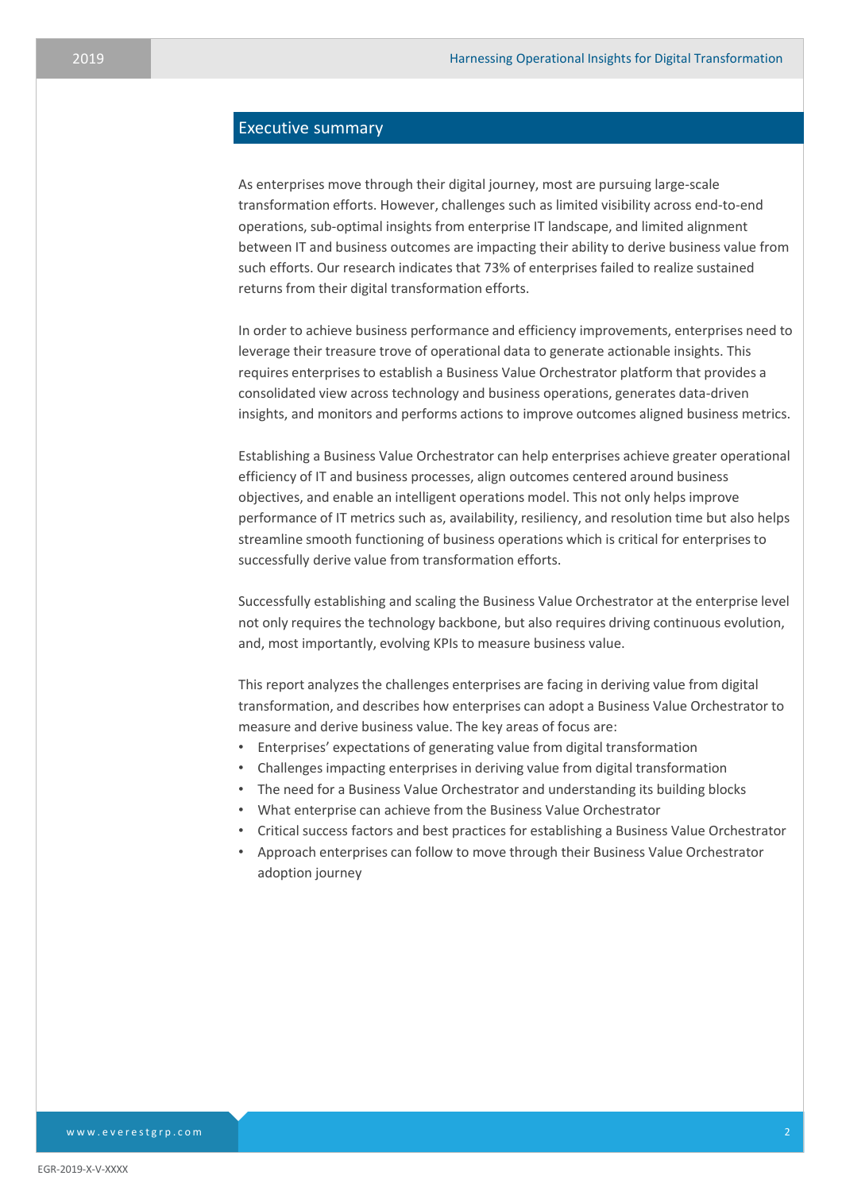## Executive summary

As enterprises move through their digital journey, most are pursuing large-scale transformation efforts. However, challenges such as limited visibility across end-to-end operations, sub-optimal insights from enterprise IT landscape, and limited alignment between IT and business outcomes are impacting their ability to derive business value from such efforts. Our research indicates that 73% of enterprises failed to realize sustained returns from their digital transformation efforts.

In order to achieve business performance and efficiency improvements, enterprises need to leverage their treasure trove of operational data to generate actionable insights. This requires enterprises to establish a Business Value Orchestrator platform that provides a consolidated view across technology and business operations, generates data-driven insights, and monitors and performs actions to improve outcomes aligned business metrics.

Establishing a Business Value Orchestrator can help enterprises achieve greater operational efficiency of IT and business processes, align outcomes centered around business objectives, and enable an intelligent operations model. This not only helps improve performance of IT metrics such as, availability, resiliency, and resolution time but also helps streamline smooth functioning of business operations which is critical for enterprises to successfully derive value from transformation efforts.

Successfully establishing and scaling the Business Value Orchestrator at the enterprise level not only requires the technology backbone, but also requires driving continuous evolution, and, most importantly, evolving KPIs to measure business value.

This report analyzes the challenges enterprises are facing in deriving value from digital transformation, and describes how enterprises can adopt a Business Value Orchestrator to measure and derive business value. The key areas of focus are:

- Enterprises' expectations of generating value from digital transformation
- Challenges impacting enterprises in deriving value from digital transformation
- The need for a Business Value Orchestrator and understanding its building blocks
- What enterprise can achieve from the Business Value Orchestrator
- Critical success factors and best practices for establishing a Business Value Orchestrator
- Approach enterprises can follow to move through their Business Value Orchestrator adoption journey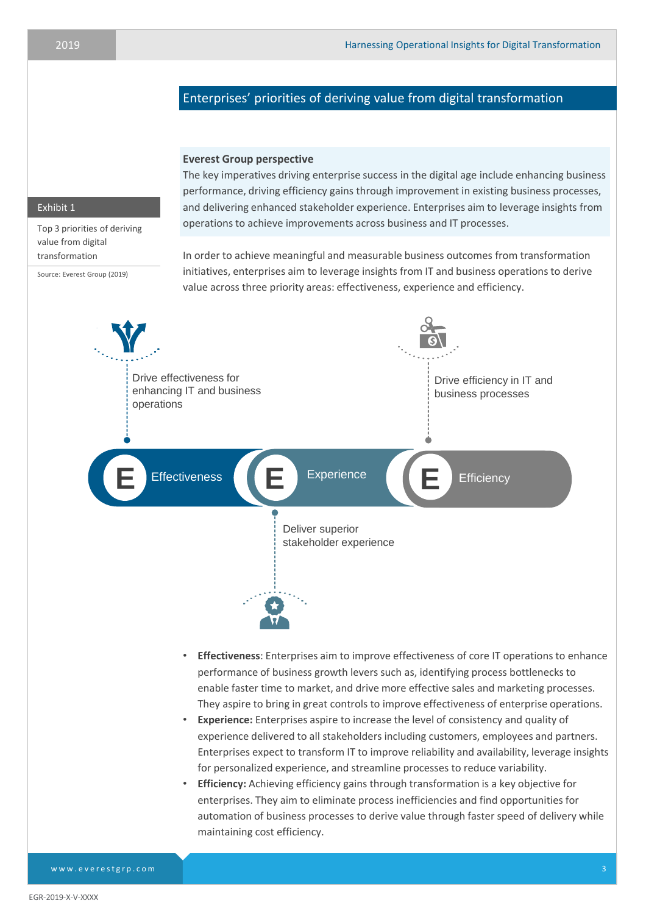## Enterprises' priorities of deriving value from digital transformation

**Everest Group perspective**

The key imperatives driving enterprise success in the digital age include enhancing business performance, driving efficiency gains through improvement in existing business processes, and delivering enhanced stakeholder experience. Enterprises aim to leverage insights from operations to achieve improvements across business and IT processes.

Exhibit 1

Top 3 priorities of deriving value from digital transformation

Source: Everest Group (2019)

In order to achieve meaningful and measurable business outcomes from transformation initiatives, enterprises aim to leverage insights from IT and business operations to derive value across three priority areas: effectiveness, experience and efficiency.

- **E Effectiveness** – Drive effectiveness for enhancing IT and business operations
- **E Experience** – Deliver superior stakeholder experience
- **E Efficiency** – Drive efficiency in IT and business processes

- **Effectiveness**: Enterprises aim to improve effectiveness of core IT operations to enhance performance of business growth levers such as, identifying process bottlenecks to enable faster time to market, and drive more effective sales and marketing processes. They aspire to bring in great controls to improve effectiveness of enterprise operations.
- **Experience:** Enterprises aspire to increase the level of consistency and quality of experience delivered to all stakeholders including customers, employees and partners. Enterprises expect to transform IT to improve reliability and availability, leverage insights for personalized experience, and streamline processes to reduce variability.
- **Efficiency:** Achieving efficiency gains through transformation is a key objective for enterprises. They aim to eliminate process inefficiencies and find opportunities for automation of business processes to derive value through faster speed of delivery while maintaining cost efficiency.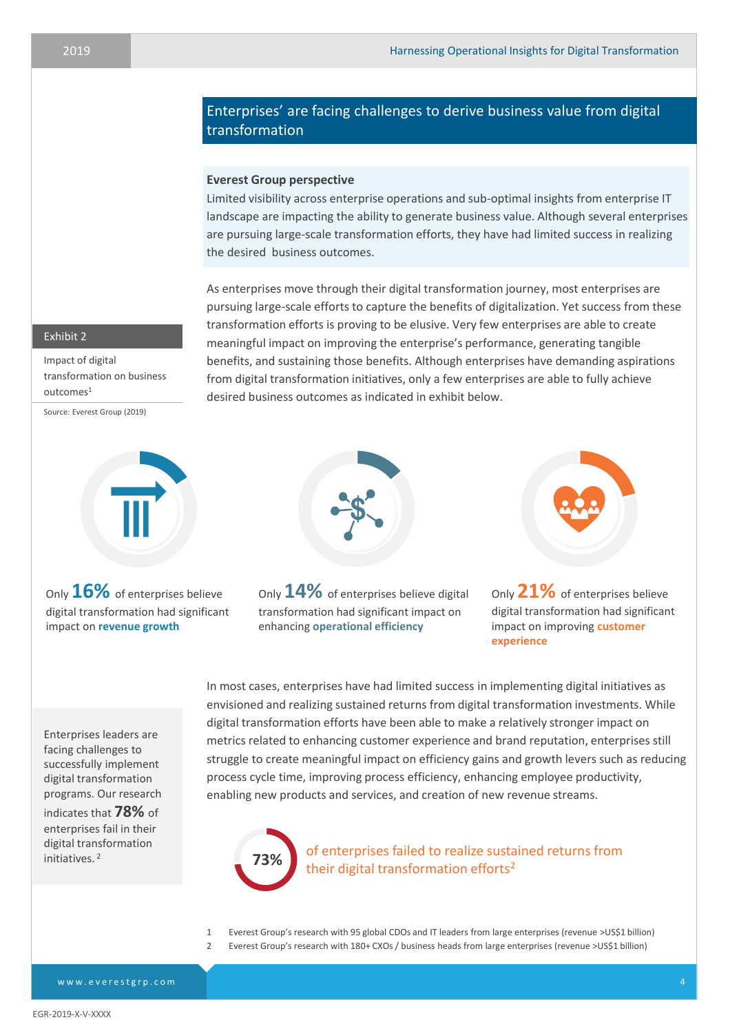## Enterprises' are facing challenges to derive business value from digital transformation

**Everest Group perspective**

Limited visibility across enterprise operations and sub-optimal insights from enterprise IT landscape are impacting the ability to generate business value. Although several enterprises are pursuing large-scale transformation efforts, they have had limited success in realizing the desired business outcomes.

As enterprises move through their digital transformation journey, most enterprises are pursuing large-scale efforts to capture the benefits of digitalization. Yet success from these transformation efforts is proving to be elusive. Very few enterprises are able to create meaningful impact on improving the enterprise's performance, generating tangible benefits, and sustaining those benefits. Although enterprises have demanding aspirations from digital transformation initiatives, only a few enterprises are able to fully achieve desired business outcomes as indicated in exhibit below.

**Exhibit 2**

Impact of digital transformation on business outcomes[1]

Source: Everest Group (2019)

Only **16%** of enterprises believe digital transformation had significant impact on **revenue growth**

Only **14%** of enterprises believe digital transformation had significant impact on enhancing **operational efficiency**

Only **21%** of enterprises believe digital transformation had significant impact on improving **customer experience**

In most cases, enterprises have had limited success in implementing digital initiatives as envisioned and realizing sustained returns from digital transformation investments. While digital transformation efforts have been able to make a relatively stronger impact on metrics related to enhancing customer experience and brand reputation, enterprises still struggle to create meaningful impact on efficiency gains and growth levers such as reducing process cycle time, improving process efficiency, enhancing employee productivity, enabling new products and services, and creation of new revenue streams.

Enterprises leaders are facing challenges to successfully implement digital transformation programs. Our research indicates that **78%** of enterprises fail in their digital transformation initiatives. [2]

**73%** of enterprises failed to realize sustained returns from their digital transformation efforts[2]

1 Everest Group's research with 95 global CDOs and IT leaders from large enterprises (revenue >US$1 billion)

2 Everest Group's research with 180+ CXOs / business heads from large enterprises (revenue >US$1 billion)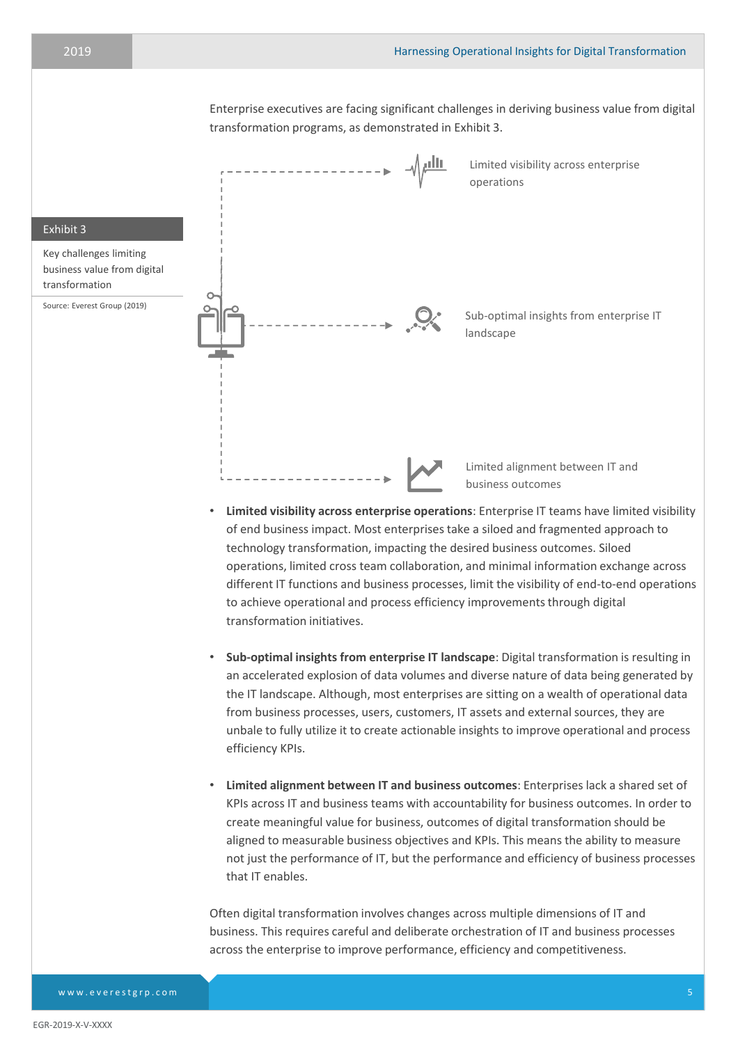Enterprise executives are facing significant challenges in deriving business value from digital transformation programs, as demonstrated in Exhibit 3.

**Exhibit 3**

Key challenges limiting business value from digital transformation

Source: Everest Group (2019)

- Limited visibility across enterprise operations
- Sub-optimal insights from enterprise IT landscape
- Limited alignment between IT and business outcomes

- **Limited visibility across enterprise operations**: Enterprise IT teams have limited visibility of end business impact. Most enterprises take a siloed and fragmented approach to technology transformation, impacting the desired business outcomes. Siloed operations, limited cross team collaboration, and minimal information exchange across different IT functions and business processes, limit the visibility of end-to-end operations to achieve operational and process efficiency improvements through digital transformation initiatives.

- **Sub-optimal insights from enterprise IT landscape**: Digital transformation is resulting in an accelerated explosion of data volumes and diverse nature of data being generated by the IT landscape. Although, most enterprises are sitting on a wealth of operational data from business processes, users, customers, IT assets and external sources, they are unbale to fully utilize it to create actionable insights to improve operational and process efficiency KPIs.

- **Limited alignment between IT and business outcomes**: Enterprises lack a shared set of KPIs across IT and business teams with accountability for business outcomes. In order to create meaningful value for business, outcomes of digital transformation should be aligned to measurable business objectives and KPIs. This means the ability to measure not just the performance of IT, but the performance and efficiency of business processes that IT enables.

Often digital transformation involves changes across multiple dimensions of IT and business. This requires careful and deliberate orchestration of IT and business processes across the enterprise to improve performance, efficiency and competitiveness.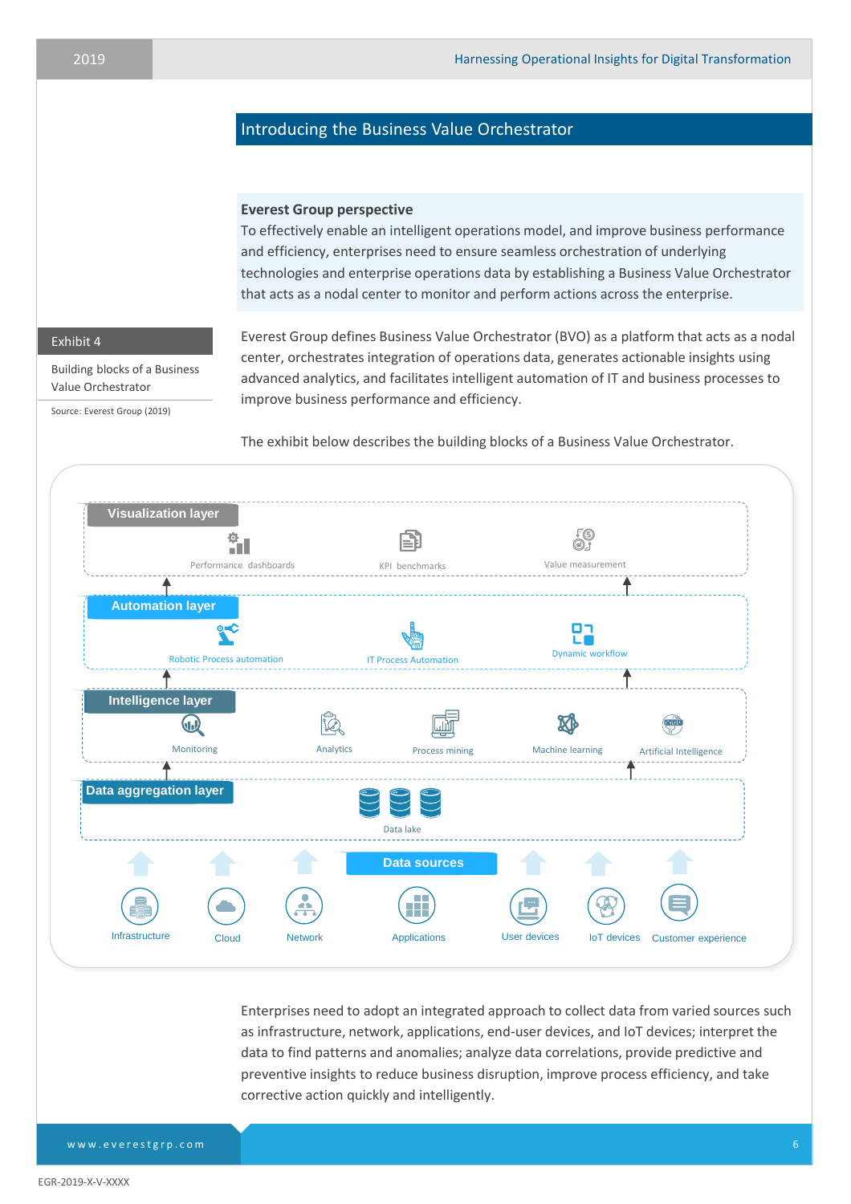## Introducing the Business Value Orchestrator

**Everest Group perspective**

To effectively enable an intelligent operations model, and improve business performance and efficiency, enterprises need to ensure seamless orchestration of underlying technologies and enterprise operations data by establishing a Business Value Orchestrator that acts as a nodal center to monitor and perform actions across the enterprise.

Everest Group defines Business Value Orchestrator (BVO) as a platform that acts as a nodal center, orchestrates integration of operations data, generates actionable insights using advanced analytics, and facilitates intelligent automation of IT and business processes to improve business performance and efficiency.

The exhibit below describes the building blocks of a Business Value Orchestrator.

**Exhibit 4**

Building blocks of a Business Value Orchestrator

Source: Everest Group (2019)

**Visualization layer**
- Performance dashboards
- KPI benchmarks
- Value measurement

**Automation layer**
- Robotic Process automation
- IT Process Automation
- Dynamic workflow

**Intelligence layer**
- Monitoring
- Analytics
- Process mining
- Machine learning
- Artificial Intelligence

**Data aggregation layer**
- Data lake

**Data sources**
- Infrastructure
- Cloud
- Network
- Applications
- User devices
- IoT devices
- Customer experience

Enterprises need to adopt an integrated approach to collect data from varied sources such as infrastructure, network, applications, end-user devices, and IoT devices; interpret the data to find patterns and anomalies; analyze data correlations, provide predictive and preventive insights to reduce business disruption, improve process efficiency, and take corrective action quickly and intelligently.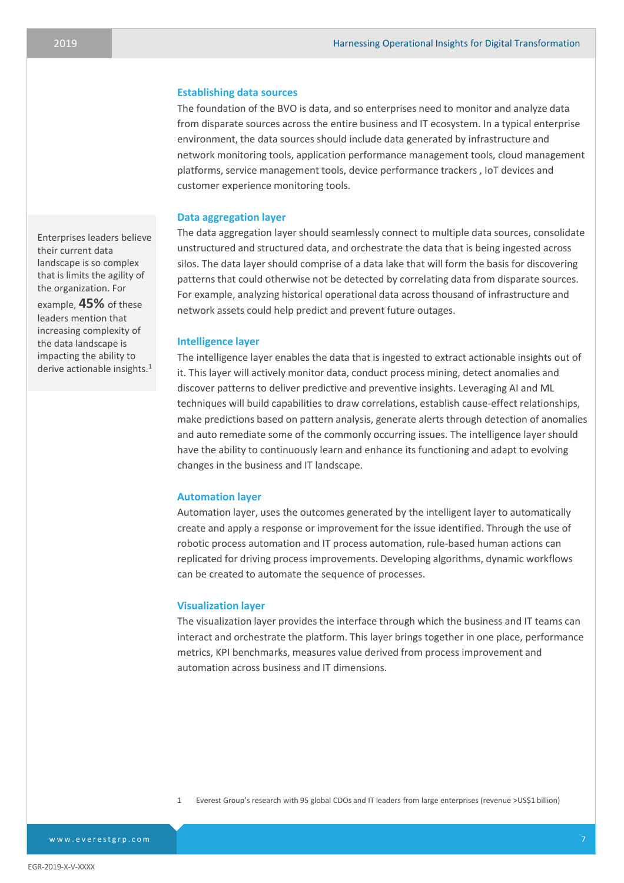### Establishing data sources

The foundation of the BVO is data, and so enterprises need to monitor and analyze data from disparate sources across the entire business and IT ecosystem. In a typical enterprise environment, the data sources should include data generated by infrastructure and network monitoring tools, application performance management tools, cloud management platforms, service management tools, device performance trackers , IoT devices and customer experience monitoring tools.

> Enterprises leaders believe their current data landscape is so complex that is limits the agility of the organization. For example, **45%** of these leaders mention that increasing complexity of the data landscape is impacting the ability to derive actionable insights.[1]

### Data aggregation layer

The data aggregation layer should seamlessly connect to multiple data sources, consolidate unstructured and structured data, and orchestrate the data that is being ingested across silos. The data layer should comprise of a data lake that will form the basis for discovering patterns that could otherwise not be detected by correlating data from disparate sources. For example, analyzing historical operational data across thousand of infrastructure and network assets could help predict and prevent future outages.

### Intelligence layer

The intelligence layer enables the data that is ingested to extract actionable insights out of it. This layer will actively monitor data, conduct process mining, detect anomalies and discover patterns to deliver predictive and preventive insights. Leveraging AI and ML techniques will build capabilities to draw correlations, establish cause-effect relationships, make predictions based on pattern analysis, generate alerts through detection of anomalies and auto remediate some of the commonly occurring issues. The intelligence layer should have the ability to continuously learn and enhance its functioning and adapt to evolving changes in the business and IT landscape.

### Automation layer

Automation layer, uses the outcomes generated by the intelligent layer to automatically create and apply a response or improvement for the issue identified. Through the use of robotic process automation and IT process automation, rule-based human actions can replicated for driving process improvements. Developing algorithms, dynamic workflows can be created to automate the sequence of processes.

### Visualization layer

The visualization layer provides the interface through which the business and IT teams can interact and orchestrate the platform. This layer brings together in one place, performance metrics, KPI benchmarks, measures value derived from process improvement and automation across business and IT dimensions.

1 Everest Group's research with 95 global CDOs and IT leaders from large enterprises (revenue >US$1 billion)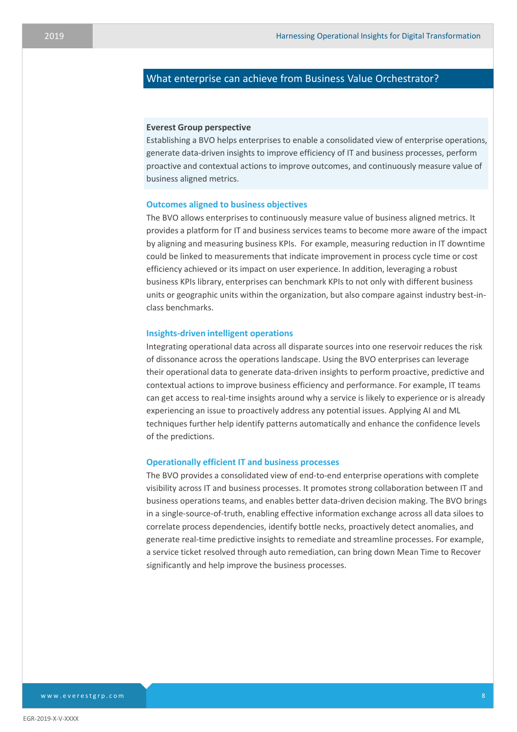## What enterprise can achieve from Business Value Orchestrator?

**Everest Group perspective**

Establishing a BVO helps enterprises to enable a consolidated view of enterprise operations, generate data-driven insights to improve efficiency of IT and business processes, perform proactive and contextual actions to improve outcomes, and continuously measure value of business aligned metrics.

### Outcomes aligned to business objectives

The BVO allows enterprises to continuously measure value of business aligned metrics. It provides a platform for IT and business services teams to become more aware of the impact by aligning and measuring business KPIs. For example, measuring reduction in IT downtime could be linked to measurements that indicate improvement in process cycle time or cost efficiency achieved or its impact on user experience. In addition, leveraging a robust business KPIs library, enterprises can benchmark KPIs to not only with different business units or geographic units within the organization, but also compare against industry best-in-class benchmarks.

### Insights-driven intelligent operations

Integrating operational data across all disparate sources into one reservoir reduces the risk of dissonance across the operations landscape. Using the BVO enterprises can leverage their operational data to generate data-driven insights to perform proactive, predictive and contextual actions to improve business efficiency and performance. For example, IT teams can get access to real-time insights around why a service is likely to experience or is already experiencing an issue to proactively address any potential issues. Applying AI and ML techniques further help identify patterns automatically and enhance the confidence levels of the predictions.

### Operationally efficient IT and business processes

The BVO provides a consolidated view of end-to-end enterprise operations with complete visibility across IT and business processes. It promotes strong collaboration between IT and business operations teams, and enables better data-driven decision making. The BVO brings in a single-source-of-truth, enabling effective information exchange across all data siloes to correlate process dependencies, identify bottle necks, proactively detect anomalies, and generate real-time predictive insights to remediate and streamline processes. For example, a service ticket resolved through auto remediation, can bring down Mean Time to Recover significantly and help improve the business processes.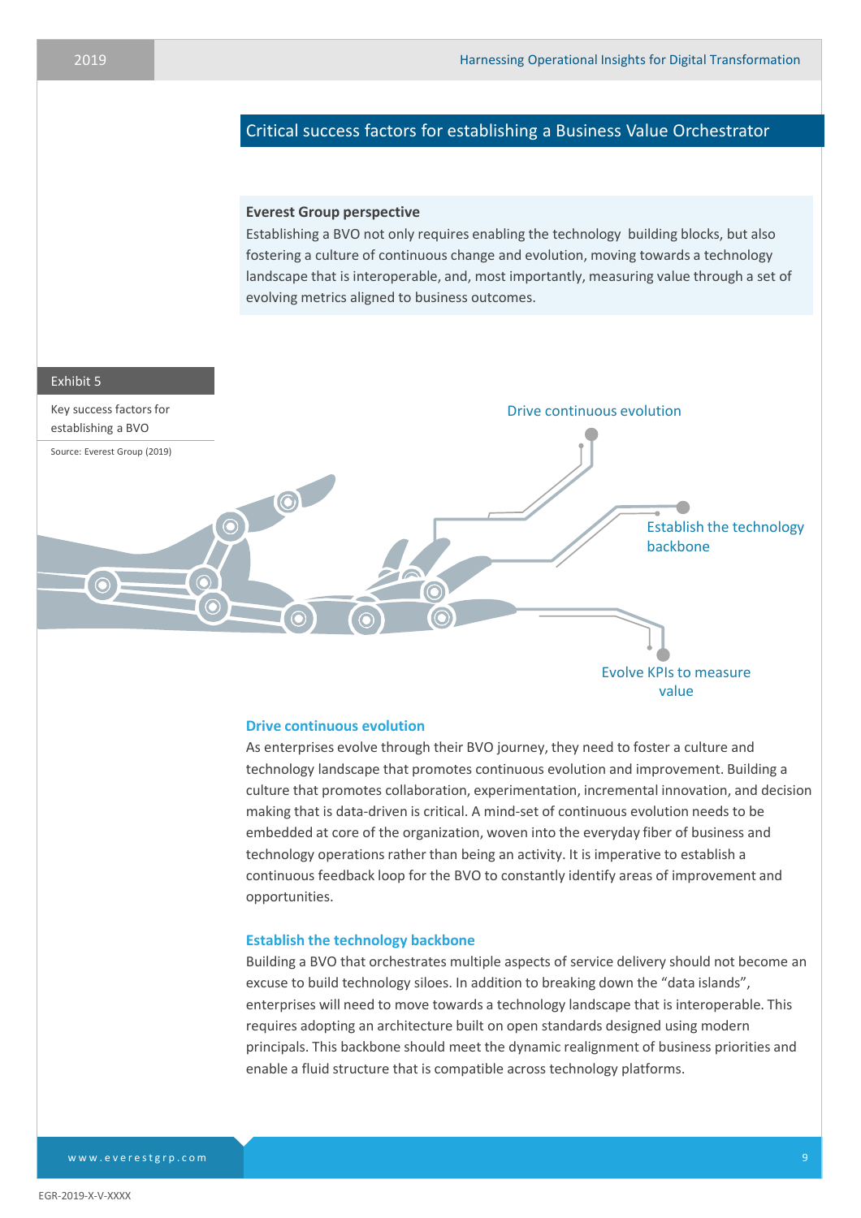## Critical success factors for establishing a Business Value Orchestrator

**Everest Group perspective**

Establishing a BVO not only requires enabling the technology building blocks, but also fostering a culture of continuous change and evolution, moving towards a technology landscape that is interoperable, and, most importantly, measuring value through a set of evolving metrics aligned to business outcomes.

Exhibit 5

Key success factors for establishing a BVO

Source: Everest Group (2019)

Drive continuous evolution

Establish the technology backbone

Evolve KPIs to measure value

### Drive continuous evolution

As enterprises evolve through their BVO journey, they need to foster a culture and technology landscape that promotes continuous evolution and improvement. Building a culture that promotes collaboration, experimentation, incremental innovation, and decision making that is data-driven is critical. A mind-set of continuous evolution needs to be embedded at core of the organization, woven into the everyday fiber of business and technology operations rather than being an activity. It is imperative to establish a continuous feedback loop for the BVO to constantly identify areas of improvement and opportunities.

### Establish the technology backbone

Building a BVO that orchestrates multiple aspects of service delivery should not become an excuse to build technology siloes. In addition to breaking down the "data islands", enterprises will need to move towards a technology landscape that is interoperable. This requires adopting an architecture built on open standards designed using modern principals. This backbone should meet the dynamic realignment of business priorities and enable a fluid structure that is compatible across technology platforms.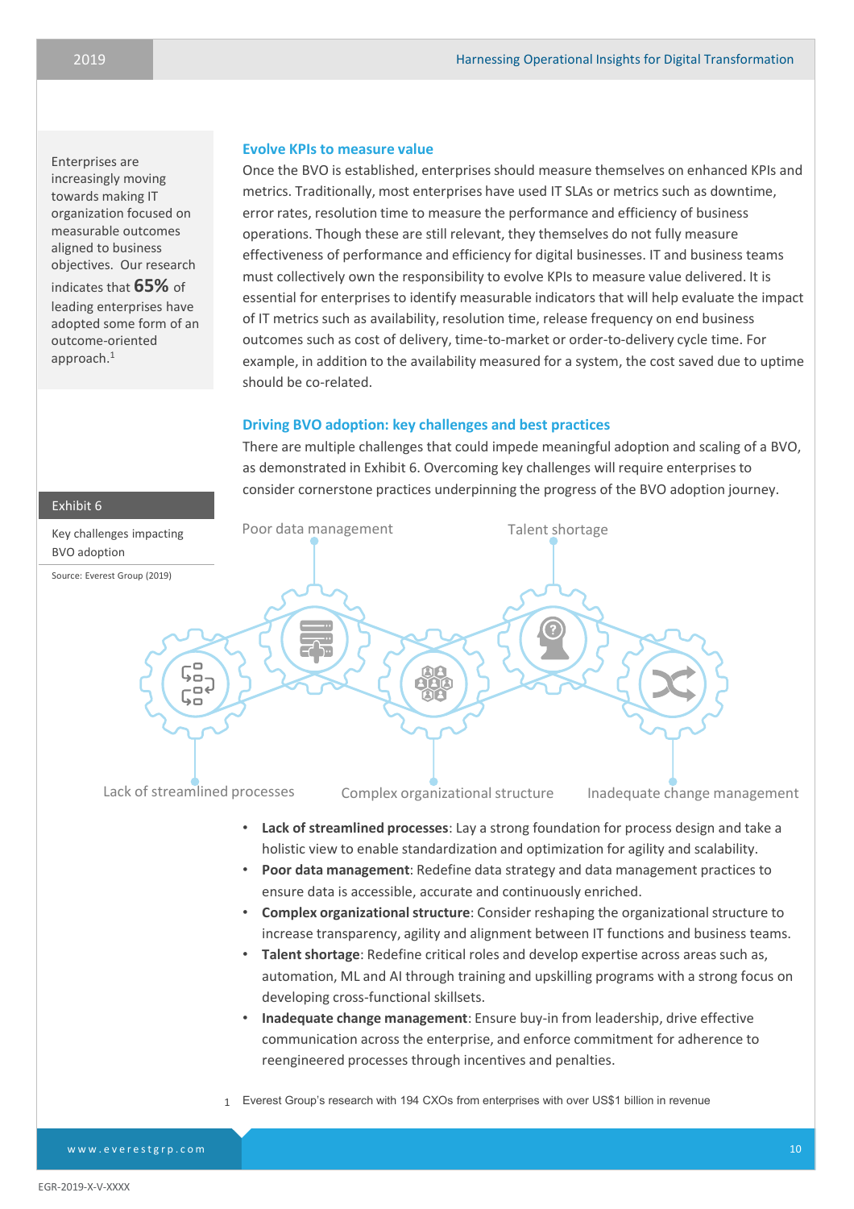Enterprises are increasingly moving towards making IT organization focused on measurable outcomes aligned to business objectives. Our research indicates that **65%** of leading enterprises have adopted some form of an outcome-oriented approach.[1]

## Evolve KPIs to measure value

Once the BVO is established, enterprises should measure themselves on enhanced KPIs and metrics. Traditionally, most enterprises have used IT SLAs or metrics such as downtime, error rates, resolution time to measure the performance and efficiency of business operations. Though these are still relevant, they themselves do not fully measure effectiveness of performance and efficiency for digital businesses. IT and business teams must collectively own the responsibility to evolve KPIs to measure value delivered. It is essential for enterprises to identify measurable indicators that will help evaluate the impact of IT metrics such as availability, resolution time, release frequency on end business outcomes such as cost of delivery, time-to-market or order-to-delivery cycle time. For example, in addition to the availability measured for a system, the cost saved due to uptime should be co-related.

## Driving BVO adoption: key challenges and best practices

There are multiple challenges that could impede meaningful adoption and scaling of a BVO, as demonstrated in Exhibit 6. Overcoming key challenges will require enterprises to consider cornerstone practices underpinning the progress of the BVO adoption journey.

**Exhibit 6**

Key challenges impacting BVO adoption

Source: Everest Group (2019)

Poor data management | Talent shortage | Lack of streamlined processes | Complex organizational structure | Inadequate change management

- **Lack of streamlined processes**: Lay a strong foundation for process design and take a holistic view to enable standardization and optimization for agility and scalability.
- **Poor data management**: Redefine data strategy and data management practices to ensure data is accessible, accurate and continuously enriched.
- **Complex organizational structure**: Consider reshaping the organizational structure to increase transparency, agility and alignment between IT functions and business teams.
- **Talent shortage**: Redefine critical roles and develop expertise across areas such as, automation, ML and AI through training and upskilling programs with a strong focus on developing cross-functional skillsets.
- **Inadequate change management**: Ensure buy-in from leadership, drive effective communication across the enterprise, and enforce commitment for adherence to reengineered processes through incentives and penalties.

1 Everest Group's research with 194 CXOs from enterprises with over US$1 billion in revenue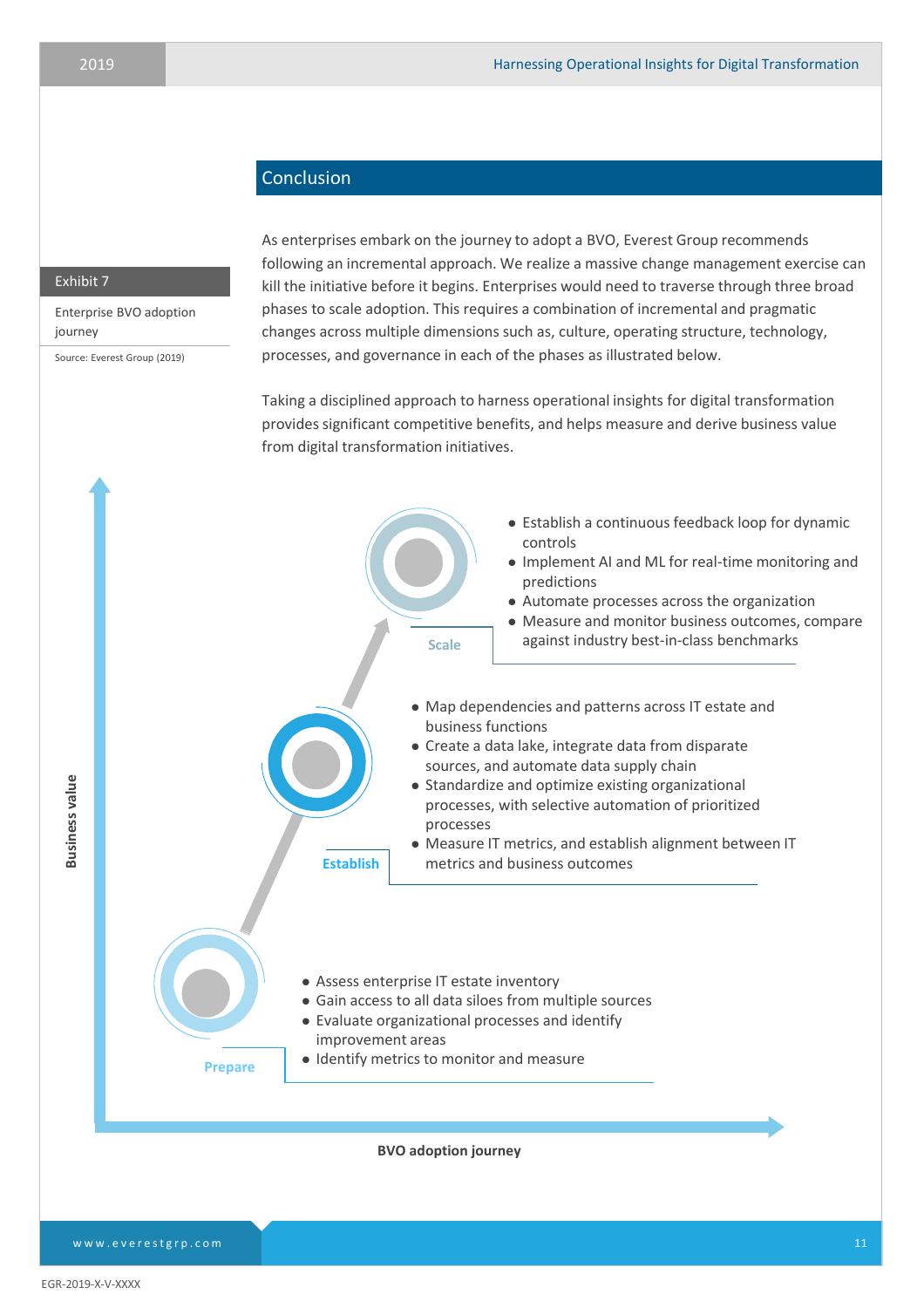## Conclusion

As enterprises embark on the journey to adopt a BVO, Everest Group recommends following an incremental approach. We realize a massive change management exercise can kill the initiative before it begins. Enterprises would need to traverse through three broad phases to scale adoption. This requires a combination of incremental and pragmatic changes across multiple dimensions such as, culture, operating structure, technology, processes, and governance in each of the phases as illustrated below.

Taking a disciplined approach to harness operational insights for digital transformation provides significant competitive benefits, and helps measure and derive business value from digital transformation initiatives.

**Exhibit 7**

Enterprise BVO adoption journey

Source: Everest Group (2019)

**Scale**

- Establish a continuous feedback loop for dynamic controls
- Implement AI and ML for real-time monitoring and predictions
- Automate processes across the organization
- Measure and monitor business outcomes, compare against industry best-in-class benchmarks

**Establish**

- Map dependencies and patterns across IT estate and business functions
- Create a data lake, integrate data from disparate sources, and automate data supply chain
- Standardize and optimize existing organizational processes, with selective automation of prioritized processes
- Measure IT metrics, and establish alignment between IT metrics and business outcomes

**Prepare**

- Assess enterprise IT estate inventory
- Gain access to all data siloes from multiple sources
- Evaluate organizational processes and identify improvement areas
- Identify metrics to monitor and measure

**Business value**

**BVO adoption journey**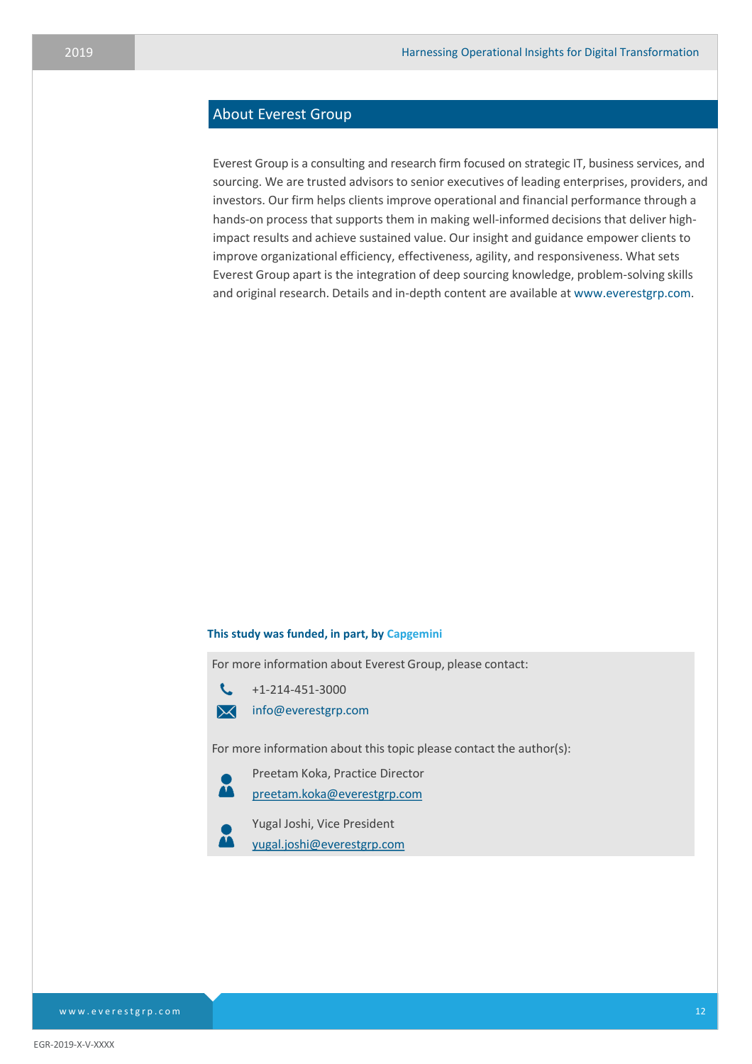## About Everest Group

Everest Group is a consulting and research firm focused on strategic IT, business services, and sourcing. We are trusted advisors to senior executives of leading enterprises, providers, and investors. Our firm helps clients improve operational and financial performance through a hands-on process that supports them in making well-informed decisions that deliver high-impact results and achieve sustained value. Our insight and guidance empower clients to improve organizational efficiency, effectiveness, agility, and responsiveness. What sets Everest Group apart is the integration of deep sourcing knowledge, problem-solving skills and original research. Details and in-depth content are available at www.everestgrp.com.

**This study was funded, in part, by Capgemini**

For more information about Everest Group, please contact:

+1-214-451-3000

info@everestgrp.com

For more information about this topic please contact the author(s):

Preetam Koka, Practice Director
preetam.koka@everestgrp.com

Yugal Joshi, Vice President
yugal.joshi@everestgrp.com

EGR-2019-X-V-XXXX